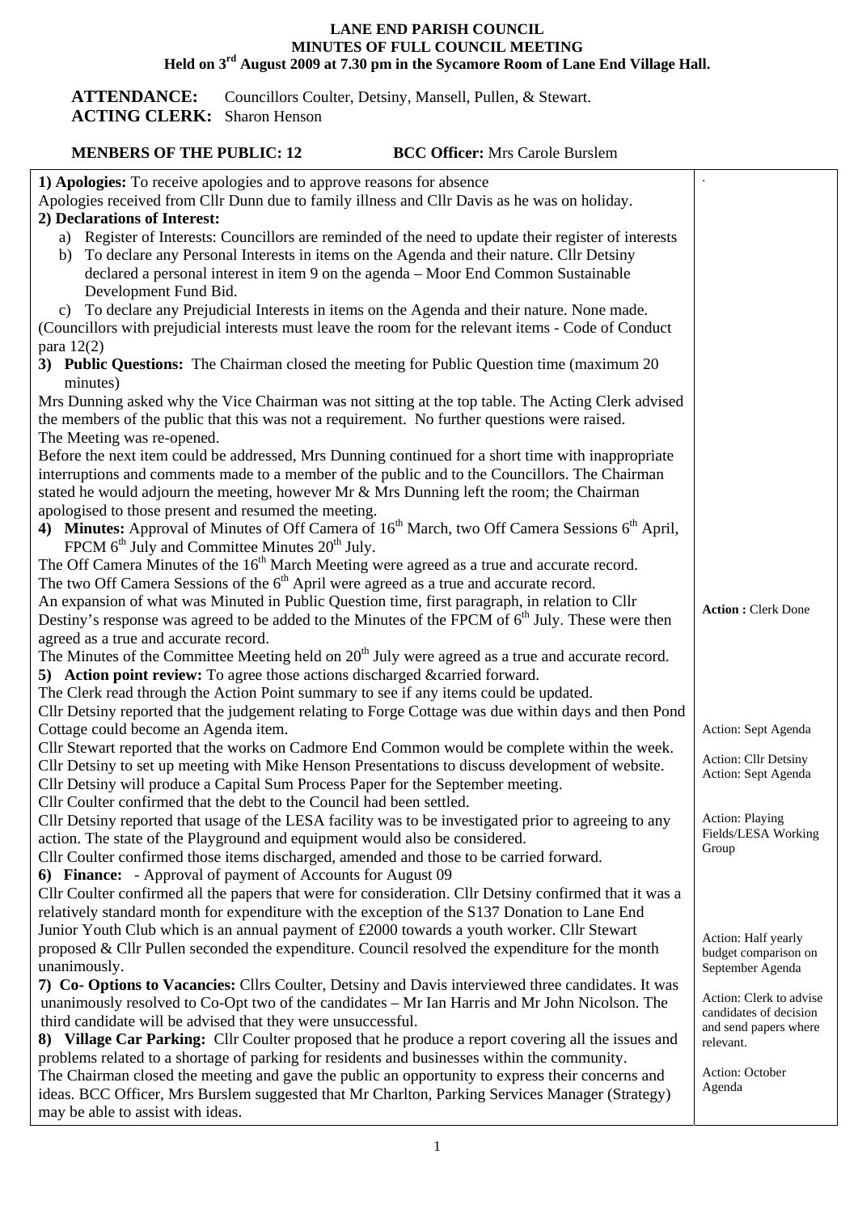**LANE END PARISH COUNCIL**
**MINUTES OF FULL COUNCIL MEETING**
**Held on 3rd August 2009 at 7.30 pm in the Sycamore Room of Lane End Village Hall.**

**ATTENDANCE:** Councillors Coulter, Detsiny, Mansell, Pullen, & Stewart.
**ACTING CLERK:** Sharon Henson

**MENBERS OF THE PUBLIC: 12** **BCC Officer:** Mrs Carole Burslem

| | |
|---|---|
| **1) Apologies:** To receive apologies and to approve reasons for absence<br>Apologies received from Cllr Dunn due to family illness and Cllr Davis as he was on holiday. | . |
| **2) Declarations of Interest:**<br>a) Register of Interests: Councillors are reminded of the need to update their register of interests<br>b) To declare any Personal Interests in items on the Agenda and their nature. Cllr Detsiny declared a personal interest in item 9 on the agenda – Moor End Common Sustainable Development Fund Bid.<br>c) To declare any Prejudicial Interests in items on the Agenda and their nature. None made.<br>(Councillors with prejudicial interests must leave the room for the relevant items - Code of Conduct para 12(2) | |
| **3) Public Questions:** The Chairman closed the meeting for Public Question time (maximum 20 minutes)<br>Mrs Dunning asked why the Vice Chairman was not sitting at the top table. The Acting Clerk advised the members of the public that this was not a requirement. No further questions were raised.<br>The Meeting was re-opened.<br>Before the next item could be addressed, Mrs Dunning continued for a short time with inappropriate interruptions and comments made to a member of the public and to the Councillors. The Chairman stated he would adjourn the meeting, however Mr & Mrs Dunning left the room; the Chairman apologised to those present and resumed the meeting. | |
| **4) Minutes:** Approval of Minutes of Off Camera of 16th March, two Off Camera Sessions 6th April, FPCM 6th July and Committee Minutes 20th July.<br>The Off Camera Minutes of the 16th March Meeting were agreed as a true and accurate record.<br>The two Off Camera Sessions of the 6th April were agreed as a true and accurate record.<br>An expansion of what was Minuted in Public Question time, first paragraph, in relation to Cllr Destiny's response was agreed to be added to the Minutes of the FPCM of 6th July. These were then agreed as a true and accurate record.<br>The Minutes of the Committee Meeting held on 20th July were agreed as a true and accurate record. | **Action :** Clerk Done |
| **5) Action point review:** To agree those actions discharged &carried forward.<br>The Clerk read through the Action Point summary to see if any items could be updated.<br>Cllr Detsiny reported that the judgement relating to Forge Cottage was due within days and then Pond Cottage could become an Agenda item.<br>Cllr Stewart reported that the works on Cadmore End Common would be complete within the week.<br>Cllr Detsiny to set up meeting with Mike Henson Presentations to discuss development of website.<br>Cllr Detsiny will produce a Capital Sum Process Paper for the September meeting.<br>Cllr Coulter confirmed that the debt to the Council had been settled.<br>Cllr Detsiny reported that usage of the LESA facility was to be investigated prior to agreeing to any action. The state of the Playground and equipment would also be considered.<br>Cllr Coulter confirmed those items discharged, amended and those to be carried forward. | Action: Sept Agenda<br><br>Action: Cllr Detsiny<br>Action: Sept Agenda<br><br>Action: Playing Fields/LESA Working Group |
| **6) Finance:** - Approval of payment of Accounts for August 09<br>Cllr Coulter confirmed all the papers that were for consideration. Cllr Detsiny confirmed that it was a relatively standard month for expenditure with the exception of the S137 Donation to Lane End Junior Youth Club which is an annual payment of £2000 towards a youth worker. Cllr Stewart proposed & Cllr Pullen seconded the expenditure. Council resolved the expenditure for the month unanimously. | Action: Half yearly budget comparison on September Agenda |
| **7) Co- Options to Vacancies:** Cllrs Coulter, Detsiny and Davis interviewed three candidates. It was unanimously resolved to Co-Opt two of the candidates – Mr Ian Harris and Mr John Nicolson. The third candidate will be advised that they were unsuccessful. | Action: Clerk to advise candidates of decision and send papers where relevant. |
| **8) Village Car Parking:** Cllr Coulter proposed that he produce a report covering all the issues and problems related to a shortage of parking for residents and businesses within the community.<br>The Chairman closed the meeting and gave the public an opportunity to express their concerns and ideas. BCC Officer, Mrs Burslem suggested that Mr Charlton, Parking Services Manager (Strategy) may be able to assist with ideas. | Action: October Agenda |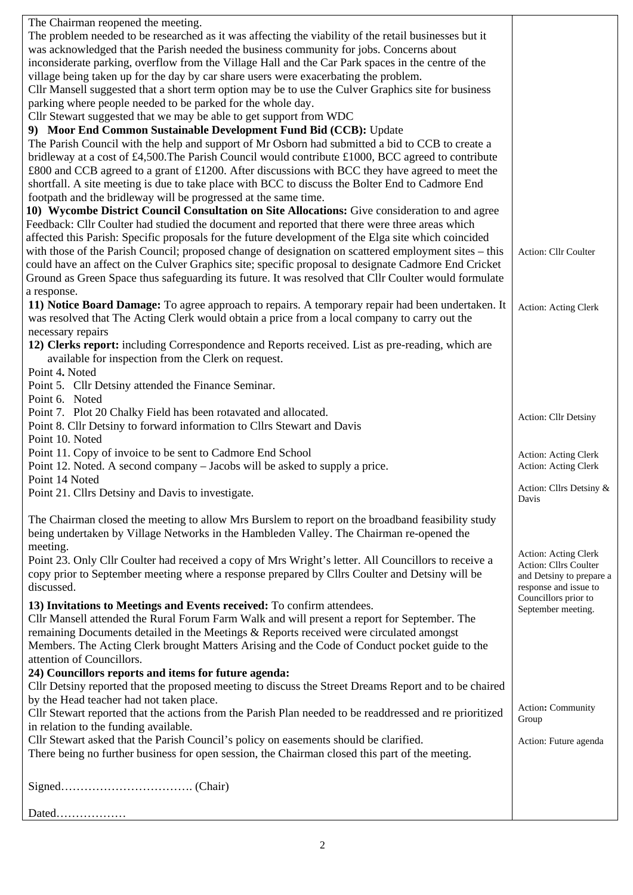| | |
|---|---|
| The Chairman reopened the meeting.<br>The problem needed to be researched as it was affecting the viability of the retail businesses but it was acknowledged that the Parish needed the business community for jobs. Concerns about inconsiderate parking, overflow from the Village Hall and the Car Park spaces in the centre of the village being taken up for the day by car share users were exacerbating the problem.<br>Cllr Mansell suggested that a short term option may be to use the Culver Graphics site for business parking where people needed to be parked for the whole day.<br>Cllr Stewart suggested that we may be able to get support from WDC | |
| **9) Moor End Common Sustainable Development Fund Bid (CCB):** Update<br>The Parish Council with the help and support of Mr Osborn had submitted a bid to CCB to create a bridleway at a cost of £4,500.The Parish Council would contribute £1000, BCC agreed to contribute £800 and CCB agreed to a grant of £1200. After discussions with BCC they have agreed to meet the shortfall. A site meeting is due to take place with BCC to discuss the Bolter End to Cadmore End footpath and the bridleway will be progressed at the same time. | |
| **10) Wycombe District Council Consultation on Site Allocations:** Give consideration to and agree Feedback: Cllr Coulter had studied the document and reported that there were three areas which affected this Parish: Specific proposals for the future development of the Elga site which coincided with those of the Parish Council; proposed change of designation on scattered employment sites – this could have an affect on the Culver Graphics site; specific proposal to designate Cadmore End Cricket Ground as Green Space thus safeguarding its future. It was resolved that Cllr Coulter would formulate a response. | Action: Cllr Coulter |
| **11) Notice Board Damage:** To agree approach to repairs. A temporary repair had been undertaken. It was resolved that The Acting Clerk would obtain a price from a local company to carry out the necessary repairs | Action: Acting Clerk |
| **12) Clerks report:** including Correspondence and Reports received. List as pre-reading, which are available for inspection from the Clerk on request.<br>Point 4. Noted<br>Point 5. Cllr Detsiny attended the Finance Seminar.<br>Point 6. Noted<br>Point 7. Plot 20 Chalky Field has been rotavated and allocated.<br>Point 8. Cllr Detsiny to forward information to Cllrs Stewart and Davis | Action: Cllr Detsiny |
| Point 10. Noted<br>Point 11. Copy of invoice to be sent to Cadmore End School<br>Point 12. Noted. A second company – Jacobs will be asked to supply a price.<br>Point 14 Noted<br>Point 21. Cllrs Detsiny and Davis to investigate. | Action: Acting Clerk<br>Action: Acting Clerk<br>Action: Cllrs Detsiny & Davis |
| The Chairman closed the meeting to allow Mrs Burslem to report on the broadband feasibility study being undertaken by Village Networks in the Hambleden Valley. The Chairman re-opened the meeting.<br>Point 23. Only Cllr Coulter had received a copy of Mrs Wright's letter. All Councillors to receive a copy prior to September meeting where a response prepared by Cllrs Coulter and Detsiny will be discussed. | Action: Acting Clerk<br>Action: Cllrs Coulter and Detsiny to prepare a response and issue to Councillors prior to September meeting. |
| **13) Invitations to Meetings and Events received:** To confirm attendees.<br>Cllr Mansell attended the Rural Forum Farm Walk and will present a report for September. The remaining Documents detailed in the Meetings & Reports received were circulated amongst Members. The Acting Clerk brought Matters Arising and the Code of Conduct pocket guide to the attention of Councillors. | |
| **24) Councillors reports and items for future agenda:**<br>Cllr Detsiny reported that the proposed meeting to discuss the Street Dreams Report and to be chaired by the Head teacher had not taken place.<br>Cllr Stewart reported that the actions from the Parish Plan needed to be readdressed and re prioritized in relation to the funding available.<br>Cllr Stewart asked that the Parish Council's policy on easements should be clarified.<br>There being no further business for open session, the Chairman closed this part of the meeting. | Action**:** Community Group<br>Action: Future agenda |
| Signed……………………………. (Chair)<br><br>Dated……………… | |